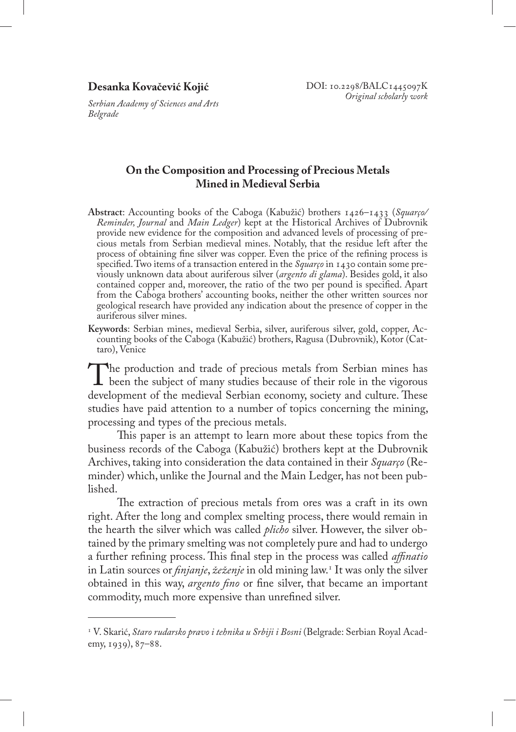**Desanka Kovačević Kojić**

*Serbian Academy of Sciences and Arts*
*Belgrade*

DOI: 10.2298/BALC1445097K
*Original scholarly work*

# On the Composition and Processing of Precious Metals Mined in Medieval Serbia

**Abstract**: Accounting books of the Caboga (Kabužić) brothers 1426–1433 (*Squarço/Reminder, Journal* and *Main Ledger*) kept at the Historical Archives of Dubrovnik provide new evidence for the composition and advanced levels of processing of precious metals from Serbian medieval mines. Notably, that the residue left after the process of obtaining fine silver was copper. Even the price of the refining process is specified. Two items of a transaction entered in the *Squarço* in 1430 contain some previously unknown data about auriferous silver (*argento di glama*). Besides gold, it also contained copper and, moreover, the ratio of the two per pound is specified. Apart from the Caboga brothers' accounting books, neither the other written sources nor geological research have provided any indication about the presence of copper in the auriferous silver mines.

**Keywords**: Serbian mines, medieval Serbia, silver, auriferous silver, gold, copper, Accounting books of the Caboga (Kabužić) brothers, Ragusa (Dubrovnik), Kotor (Cattaro), Venice

The production and trade of precious metals from Serbian mines has been the subject of many studies because of their role in the vigorous development of the medieval Serbian economy, society and culture. These studies have paid attention to a number of topics concerning the mining, processing and types of the precious metals.

This paper is an attempt to learn more about these topics from the business records of the Caboga (Kabužić) brothers kept at the Dubrovnik Archives, taking into consideration the data contained in their *Squarço* (Reminder) which, unlike the Journal and the Main Ledger, has not been published.

The extraction of precious metals from ores was a craft in its own right. After the long and complex smelting process, there would remain in the hearth the silver which was called *plicho* silver. However, the silver obtained by the primary smelting was not completely pure and had to undergo a further refining process. This final step in the process was called *affinatio* in Latin sources or *finjanje*, *žeženje* in old mining law.[1] It was only the silver obtained in this way, *argento fino* or fine silver, that became an important commodity, much more expensive than unrefined silver.

---

[1] V. Skarić, *Staro rudarsko pravo i tehnika u Srbiji i Bosni* (Belgrade: Serbian Royal Academy, 1939), 87–88.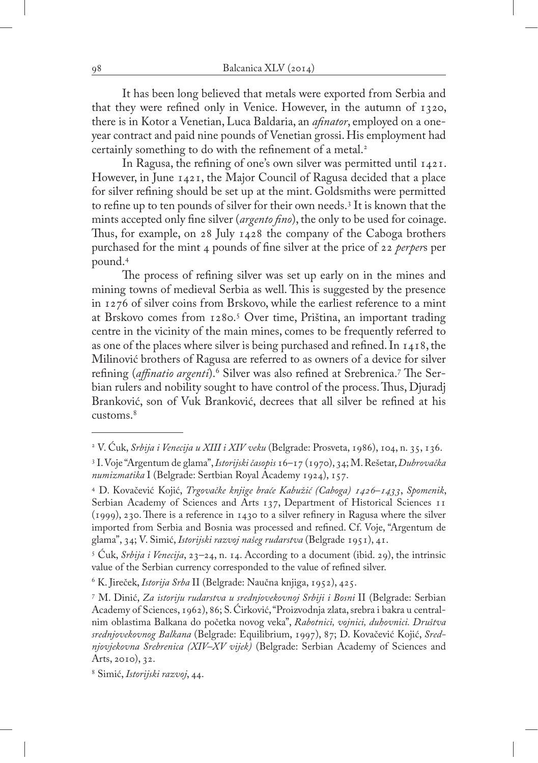It has been long believed that metals were exported from Serbia and that they were refined only in Venice. However, in the autumn of 1320, there is in Kotor a Venetian, Luca Baldaria, an *afinator*, employed on a one-year contract and paid nine pounds of Venetian grossi. His employment had certainly something to do with the refinement of a metal.[2]

In Ragusa, the refining of one's own silver was permitted until 1421. However, in June 1421, the Major Council of Ragusa decided that a place for silver refining should be set up at the mint. Goldsmiths were permitted to refine up to ten pounds of silver for their own needs.[3] It is known that the mints accepted only fine silver (*argento fino*), the only to be used for coinage. Thus, for example, on 28 July 1428 the company of the Caboga brothers purchased for the mint 4 pounds of fine silver at the price of 22 *perper*s per pound.[4]

The process of refining silver was set up early on in the mines and mining towns of medieval Serbia as well. This is suggested by the presence in 1276 of silver coins from Brskovo, while the earliest reference to a mint at Brskovo comes from 1280.[5] Over time, Priština, an important trading centre in the vicinity of the main mines, comes to be frequently referred to as one of the places where silver is being purchased and refined. In 1418, the Milinović brothers of Ragusa are referred to as owners of a device for silver refining (*affinatio argenti*).[6] Silver was also refined at Srebrenica.[7] The Serbian rulers and nobility sought to have control of the process. Thus, Djuradj Branković, son of Vuk Branković, decrees that all silver be refined at his customs.[8]

---

[2] V. Ćuk, *Srbija i Venecija u XIII i XIV veku* (Belgrade: Prosveta, 1986), 104, n. 35, 136.

[3] I. Voje "Argentum de glama", *Istorijski časopis* 16–17 (1970), 34; M. Rešetar, *Dubrovačka numizmatika* I (Belgrade: Sertbian Royal Academy 1924), 157.

[4] D. Kovačević Kojić, *Trgovačke knjige braće Kabužić (Caboga) 1426–1433*, *Spomenik*, Serbian Academy of Sciences and Arts 137, Department of Historical Sciences 11 (1999), 230. There is a reference in 1430 to a silver refinery in Ragusa where the silver imported from Serbia and Bosnia was processed and refined. Cf. Voje, "Argentum de glama", 34; V. Simić, *Istorijski razvoj našeg rudarstva* (Belgrade 1951), 41.

[5] Ćuk, *Srbija i Venecija*, 23–24, n. 14. According to a document (ibid. 29), the intrinsic value of the Serbian currency corresponded to the value of refined silver.

[6] K. Jireček, *Istorija Srba* II (Belgrade: Naučna knjiga, 1952), 425.

[7] M. Dinić, *Za istoriju rudarstva u srednjovekovnoj Srbiji i Bosni* II (Belgrade: Serbian Academy of Sciences, 1962), 86; S. Ćirković, "Proizvodnja zlata, srebra i bakra u centralnim oblastima Balkana do početka novog veka", *Rabotnici, vojnici, duhovnici. Društva srednjovekovnog Balkana* (Belgrade: Equilibrium, 1997), 87; D. Kovačević Kojić, *Srednjovjekovna Srebrenica (XIV–XV vijek)* (Belgrade: Serbian Academy of Sciences and Arts, 2010), 32.

[8] Simić, *Istorijski razvoj*, 44.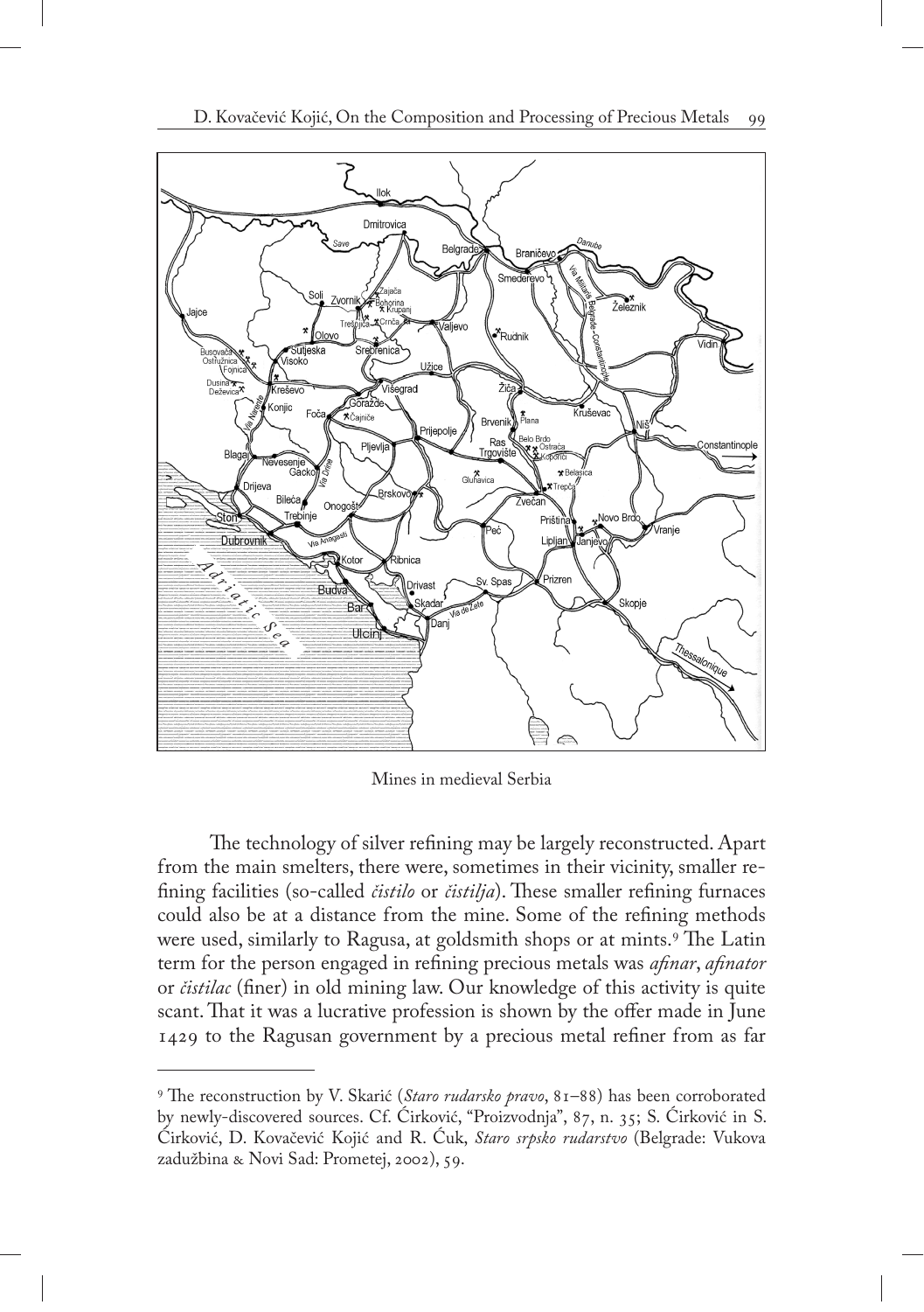Mines in medieval Serbia

The technology of silver refining may be largely reconstructed. Apart from the main smelters, there were, sometimes in their vicinity, smaller refining facilities (so-called *čistilo* or *čistilja*). These smaller refining furnaces could also be at a distance from the mine. Some of the refining methods were used, similarly to Ragusa, at goldsmith shops or at mints.[9] The Latin term for the person engaged in refining precious metals was *afinar*, *afinator* or *čistilac* (finer) in old mining law. Our knowledge of this activity is quite scant. That it was a lucrative profession is shown by the offer made in June 1429 to the Ragusan government by a precious metal refiner from as far

---

[9] The reconstruction by V. Skarić (*Staro rudarsko pravo*, 81–88) has been corroborated by newly-discovered sources. Cf. Ćirković, "Proizvodnja", 87, n. 35; S. Ćirković in S. Ćirković, D. Kovačević Kojić and R. Ćuk, *Staro srpsko rudarstvo* (Belgrade: Vukova zadužbina & Novi Sad: Prometej, 2002), 59.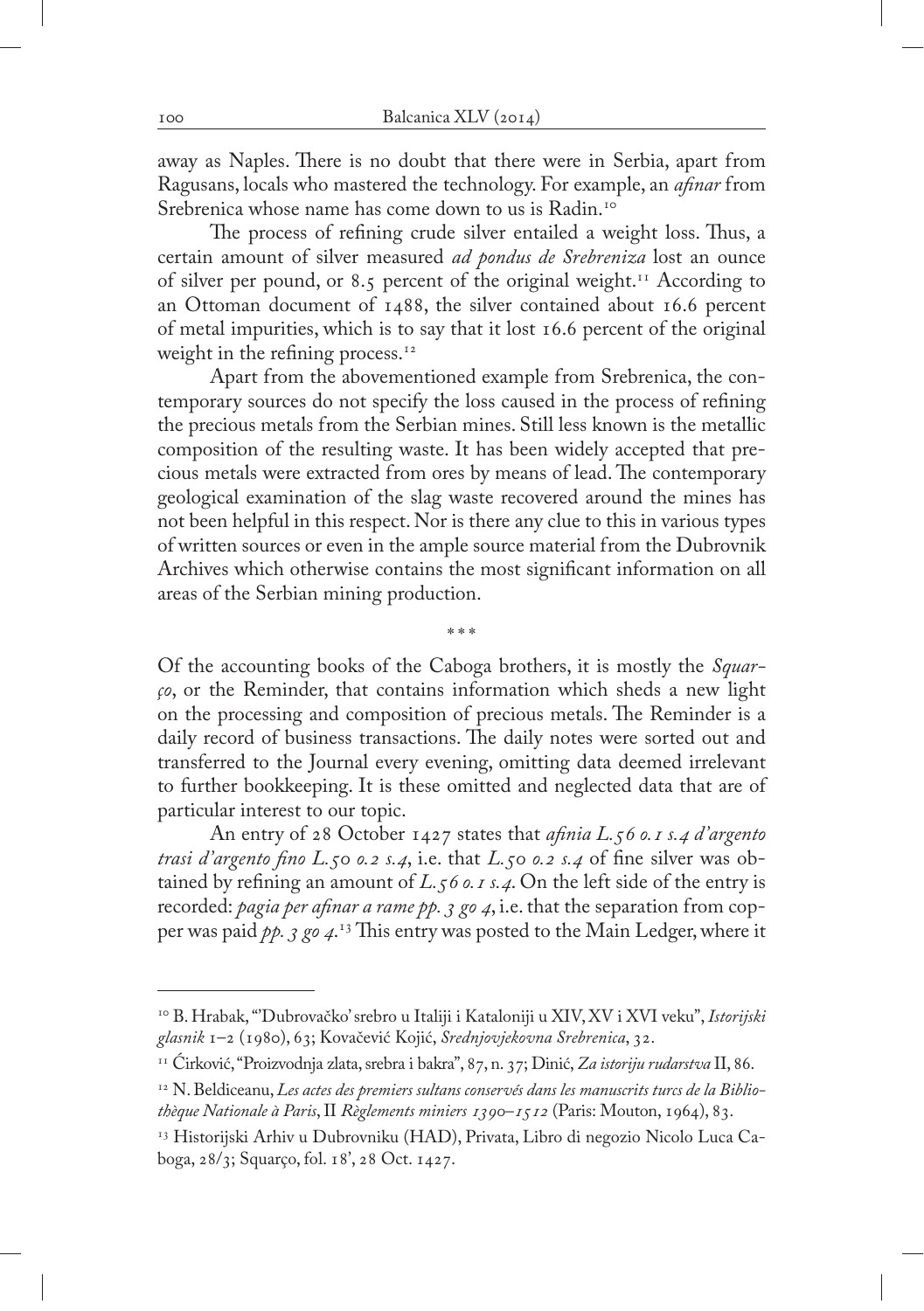away as Naples. There is no doubt that there were in Serbia, apart from Ragusans, locals who mastered the technology. For example, an *afinar* from Srebrenica whose name has come down to us is Radin.[10]

The process of refining crude silver entailed a weight loss. Thus, a certain amount of silver measured *ad pondus de Srebreniza* lost an ounce of silver per pound, or 8.5 percent of the original weight.[11] According to an Ottoman document of 1488, the silver contained about 16.6 percent of metal impurities, which is to say that it lost 16.6 percent of the original weight in the refining process.[12]

Apart from the abovementioned example from Srebrenica, the contemporary sources do not specify the loss caused in the process of refining the precious metals from the Serbian mines. Still less known is the metallic composition of the resulting waste. It has been widely accepted that precious metals were extracted from ores by means of lead. The contemporary geological examination of the slag waste recovered around the mines has not been helpful in this respect. Nor is there any clue to this in various types of written sources or even in the ample source material from the Dubrovnik Archives which otherwise contains the most significant information on all areas of the Serbian mining production.

\* \* \*

Of the accounting books of the Caboga brothers, it is mostly the *Squarço*, or the Reminder, that contains information which sheds a new light on the processing and composition of precious metals. The Reminder is a daily record of business transactions. The daily notes were sorted out and transferred to the Journal every evening, omitting data deemed irrelevant to further bookkeeping. It is these omitted and neglected data that are of particular interest to our topic.

An entry of 28 October 1427 states that *afinia L.56 o.1 s.4 d'argento trasi d'argento fino L.50 o.2 s.4*, i.e. that *L.50 o.2 s.4* of fine silver was obtained by refining an amount of *L.56 o.1 s.4*. On the left side of the entry is recorded: *pagia per afinar a rame pp. 3 go 4*, i.e. that the separation from copper was paid *pp. 3 go 4*.[13] This entry was posted to the Main Ledger, where it

---

[10] B. Hrabak, "'Dubrovačko' srebro u Italiji i Kataloniji u XIV, XV i XVI veku", *Istorijski glasnik* 1–2 (1980), 63; Kovačević Kojić, *Srednjovjekovna Srebrenica*, 32.

[11] Ćirković, "Proizvodnja zlata, srebra i bakra", 87, n. 37; Dinić, *Za istoriju rudarstva* II, 86.

[12] N. Beldiceanu, *Les actes des premiers sultans conservés dans les manuscrits turcs de la Bibliothèque Nationale à Paris*, II *Règlements miniers 1390–1512* (Paris: Mouton, 1964), 83.

[13] Historijski Arhiv u Dubrovniku (HAD), Privata, Libro di negozio Nicolo Luca Caboga, 28/3; Squarço, fol. 18', 28 Oct. 1427.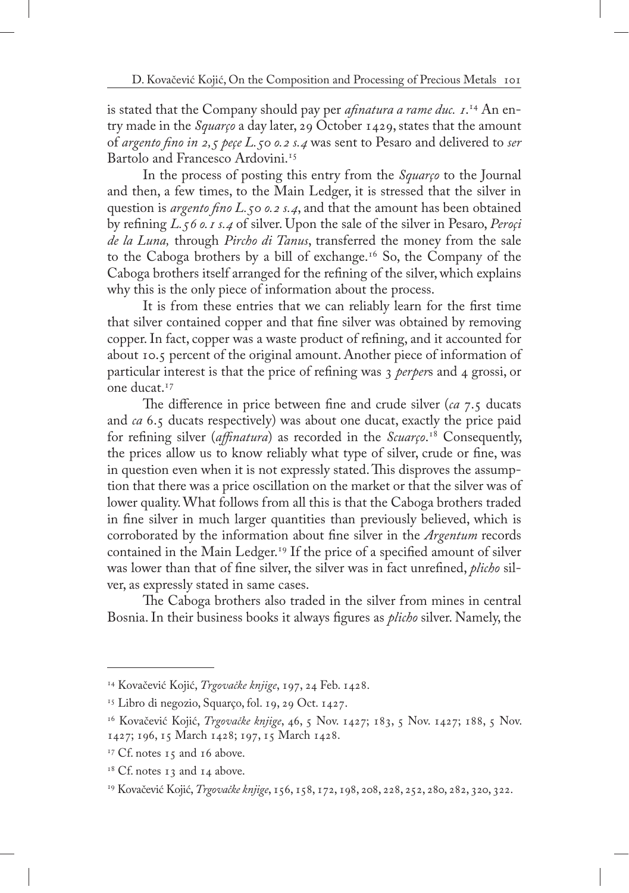is stated that the Company should pay per *afinatura a rame duc. 1*.[14] An entry made in the *Squarço* a day later, 29 October 1429, states that the amount of *argento fino in 2,5 peçe L.50 o.2 s.4* was sent to Pesaro and delivered to *ser* Bartolo and Francesco Ardovini.[15]

In the process of posting this entry from the *Squarço* to the Journal and then, a few times, to the Main Ledger, it is stressed that the silver in question is *argento fino L.50 o.2 s.4*, and that the amount has been obtained by refining *L.56 o.1 s.4* of silver. Upon the sale of the silver in Pesaro, *Peroçi de la Luna,* through *Pircho di Tanus*, transferred the money from the sale to the Caboga brothers by a bill of exchange.[16] So, the Company of the Caboga brothers itself arranged for the refining of the silver, which explains why this is the only piece of information about the process.

It is from these entries that we can reliably learn for the first time that silver contained copper and that fine silver was obtained by removing copper. In fact, copper was a waste product of refining, and it accounted for about 10.5 percent of the original amount. Another piece of information of particular interest is that the price of refining was 3 *perper*s and 4 grossi, or one ducat.[17]

The difference in price between fine and crude silver (*ca* 7.5 ducats and *ca* 6.5 ducats respectively) was about one ducat, exactly the price paid for refining silver (*affinatura*) as recorded in the *Scuarço*.[18] Consequently, the prices allow us to know reliably what type of silver, crude or fine, was in question even when it is not expressly stated. This disproves the assumption that there was a price oscillation on the market or that the silver was of lower quality. What follows from all this is that the Caboga brothers traded in fine silver in much larger quantities than previously believed, which is corroborated by the information about fine silver in the *Argentum* records contained in the Main Ledger.[19] If the price of a specified amount of silver was lower than that of fine silver, the silver was in fact unrefined, *plicho* silver, as expressly stated in same cases.

The Caboga brothers also traded in the silver from mines in central Bosnia. In their business books it always figures as *plicho* silver. Namely, the

---

[14] Kovačević Kojić, *Trgovačke knjige*, 197, 24 Feb. 1428.

[15] Libro di negozio, Squarço, fol. 19, 29 Oct. 1427.

[16] Kovačević Kojić, *Trgovačke knjige*, 46, 5 Nov. 1427; 183, 5 Nov. 1427; 188, 5 Nov. 1427; 196, 15 March 1428; 197, 15 March 1428.

[17] Cf. notes 15 and 16 above.

[18] Cf. notes 13 and 14 above.

[19] Kovačević Kojić, *Trgovačke knjige*, 156, 158, 172, 198, 208, 228, 252, 280, 282, 320, 322.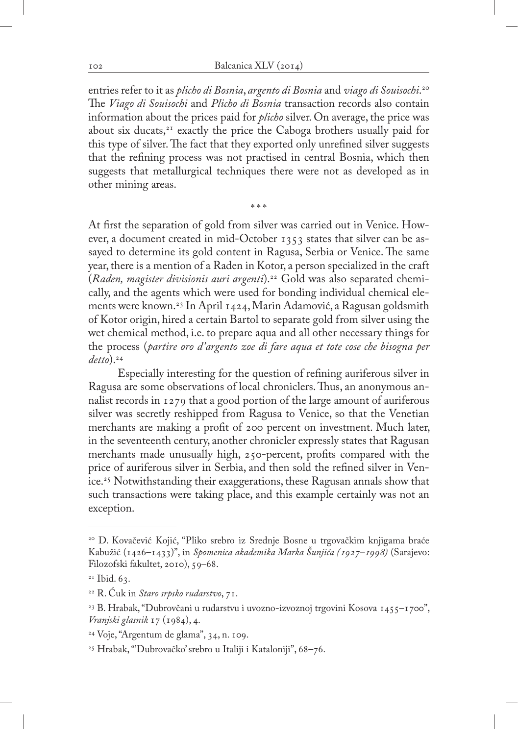entries refer to it as *plicho di Bosnia*, *argento di Bosnia* and *viago di Souisochi*.[20] The *Viago di Souisochi* and *Plicho di Bosnia* transaction records also contain information about the prices paid for *plicho* silver. On average, the price was about six ducats,[21] exactly the price the Caboga brothers usually paid for this type of silver. The fact that they exported only unrefined silver suggests that the refining process was not practised in central Bosnia, which then suggests that metallurgical techniques there were not as developed as in other mining areas.

\* \* \*

At first the separation of gold from silver was carried out in Venice. However, a document created in mid-October 1353 states that silver can be assayed to determine its gold content in Ragusa, Serbia or Venice. The same year, there is a mention of a Raden in Kotor, a person specialized in the craft (*Raden, magister divisionis auri argenti*).[22] Gold was also separated chemically, and the agents which were used for bonding individual chemical elements were known.[23] In April 1424, Marin Adamović, a Ragusan goldsmith of Kotor origin, hired a certain Bartol to separate gold from silver using the wet chemical method, i.e. to prepare aqua and all other necessary things for the process (*partire oro d'argento zoe di fare aqua et tote cose che bisogna per detto*).[24]

Especially interesting for the question of refining auriferous silver in Ragusa are some observations of local chroniclers. Thus, an anonymous annalist records in 1279 that a good portion of the large amount of auriferous silver was secretly reshipped from Ragusa to Venice, so that the Venetian merchants are making a profit of 200 percent on investment. Much later, in the seventeenth century, another chronicler expressly states that Ragusan merchants made unusually high, 250-percent, profits compared with the price of auriferous silver in Serbia, and then sold the refined silver in Venice.[25] Notwithstanding their exaggerations, these Ragusan annals show that such transactions were taking place, and this example certainly was not an exception.

---

[20] D. Kovačević Kojić, "Pliko srebro iz Srednje Bosne u trgovačkim knjigama braće Kabužić (1426–1433)", in *Spomenica akademika Marka Šunjića (1927–1998)* (Sarajevo: Filozofski fakultet, 2010), 59–68.

[21] Ibid. 63.

[22] R. Ćuk in *Staro srpsko rudarstvo*, 71.

[23] B. Hrabak, "Dubrovčani u rudarstvu i uvozno-izvoznoj trgovini Kosova 1455–1700", *Vranjski glasnik* 17 (1984), 4.

[24] Voje, "Argentum de glama", 34, n. 109.

[25] Hrabak, "'Dubrovačko' srebro u Italiji i Kataloniji", 68–76.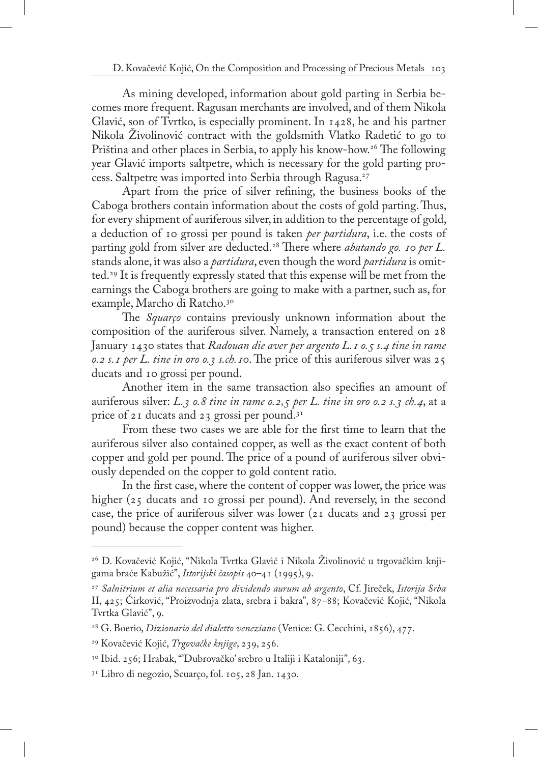As mining developed, information about gold parting in Serbia becomes more frequent. Ragusan merchants are involved, and of them Nikola Glavić, son of Tvrtko, is especially prominent. In 1428, he and his partner Nikola Živolinović contract with the goldsmith Vlatko Radetić to go to Priština and other places in Serbia, to apply his know-how.[26] The following year Glavić imports saltpetre, which is necessary for the gold parting process. Saltpetre was imported into Serbia through Ragusa.[27]

Apart from the price of silver refining, the business books of the Caboga brothers contain information about the costs of gold parting. Thus, for every shipment of auriferous silver, in addition to the percentage of gold, a deduction of 10 grossi per pound is taken *per partidura*, i.e. the costs of parting gold from silver are deducted.[28] There where *abatando go. 10 per L.* stands alone, it was also a *partidura*, even though the word *partidura* is omitted.[29] It is frequently expressly stated that this expense will be met from the earnings the Caboga brothers are going to make with a partner, such as, for example, Marcho di Ratcho.[30]

The *Squarço* contains previously unknown information about the composition of the auriferous silver. Namely, a transaction entered on 28 January 1430 states that *Radouan die aver per argento L. 1 o.5 s.4 tine in rame o.2 s.1 per L. tine in oro o.3 s.ch.10*. The price of this auriferous silver was 25 ducats and 10 grossi per pound.

Another item in the same transaction also specifies an amount of auriferous silver: *L.3 o.8 tine in rame o.2,5 per L. tine in oro o.2 s.3 ch.4*, at a price of 21 ducats and 23 grossi per pound.[31]

From these two cases we are able for the first time to learn that the auriferous silver also contained copper, as well as the exact content of both copper and gold per pound. The price of a pound of auriferous silver obviously depended on the copper to gold content ratio.

In the first case, where the content of copper was lower, the price was higher (25 ducats and 10 grossi per pound). And reversely, in the second case, the price of auriferous silver was lower (21 ducats and 23 grossi per pound) because the copper content was higher.

---

[26] D. Kovačević Kojić, "Nikola Tvrtka Glavić i Nikola Živolinović u trgovačkim knjigama braće Kabužić", *Istorijski časopis* 40–41 (1995), 9.

[27] *Salnitrium et alia necessaria pro dividendo aurum ab argento*, Cf. Jireček, *Istorija Srba* II, 425; Ćirković, "Proizvodnja zlata, srebra i bakra", 87–88; Kovačević Kojić, "Nikola Tvrtka Glavić", 9.

[28] G. Boerio, *Dizionario del dialetto veneziano* (Venice: G. Cecchini, 1856), 477.

[29] Kovačević Kojić, *Trgovačke knjige*, 239, 256.

[30] Ibid. 256; Hrabak, "'Dubrovačko' srebro u Italiji i Kataloniji", 63.

[31] Libro di negozio, Scuarço, fol. 105, 28 Jan. 1430.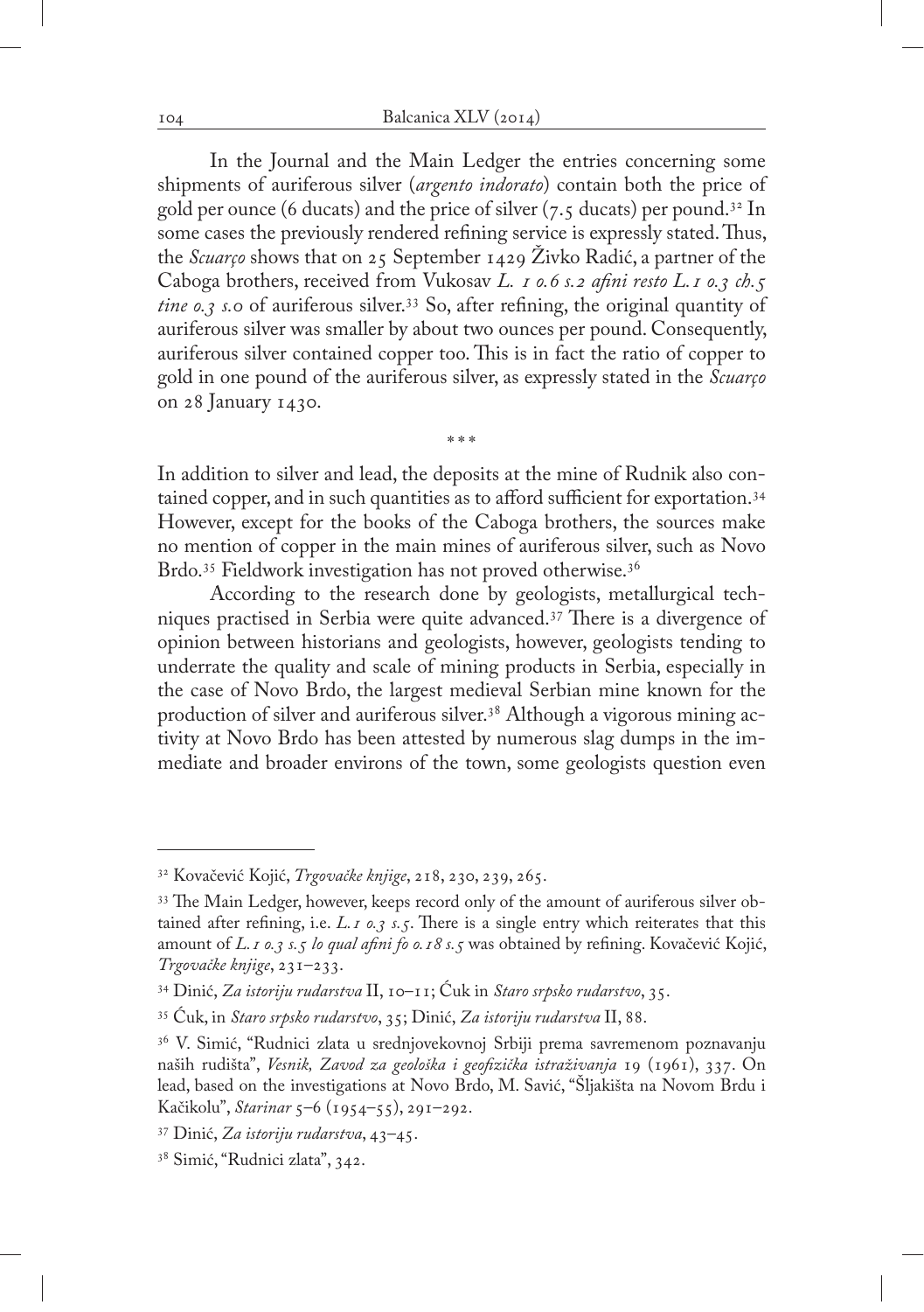In the Journal and the Main Ledger the entries concerning some shipments of auriferous silver (*argento indorato*) contain both the price of gold per ounce (6 ducats) and the price of silver (7.5 ducats) per pound.[32] In some cases the previously rendered refining service is expressly stated. Thus, the *Scuarço* shows that on 25 September 1429 Živko Radić, a partner of the Caboga brothers, received from Vukosav *L. 1 o.6 s.2 afini resto L.1 o.3 ch.5 tine o.3 s.0* of auriferous silver.[33] So, after refining, the original quantity of auriferous silver was smaller by about two ounces per pound. Consequently, auriferous silver contained copper too. This is in fact the ratio of copper to gold in one pound of the auriferous silver, as expressly stated in the *Scuarço* on 28 January 1430.

\* \* \*

In addition to silver and lead, the deposits at the mine of Rudnik also contained copper, and in such quantities as to afford sufficient for exportation.[34] However, except for the books of the Caboga brothers, the sources make no mention of copper in the main mines of auriferous silver, such as Novo Brdo.[35] Fieldwork investigation has not proved otherwise.[36]

According to the research done by geologists, metallurgical techniques practised in Serbia were quite advanced.[37] There is a divergence of opinion between historians and geologists, however, geologists tending to underrate the quality and scale of mining products in Serbia, especially in the case of Novo Brdo, the largest medieval Serbian mine known for the production of silver and auriferous silver.[38] Although a vigorous mining activity at Novo Brdo has been attested by numerous slag dumps in the immediate and broader environs of the town, some geologists question even

---

[32] Kovačević Kojić, *Trgovačke knjige*, 218, 230, 239, 265.

[33] The Main Ledger, however, keeps record only of the amount of auriferous silver obtained after refining, i.e. *L.1 o.3 s.5*. There is a single entry which reiterates that this amount of *L.1 o.3 s.5 lo qual afini fo o.18 s.5* was obtained by refining. Kovačević Kojić, *Trgovačke knjige*, 231–233.

[34] Dinić, *Za istoriju rudarstva* II, 10–11; Ćuk in *Staro srpsko rudarstvo*, 35.

[35] Ćuk, in *Staro srpsko rudarstvo*, 35; Dinić, *Za istoriju rudarstva* II, 88.

[36] V. Simić, "Rudnici zlata u srednjovekovnoj Srbiji prema savremenom poznavanju naših rudišta", *Vesnik, Zavod za geološka i geofizička istraživanja* 19 (1961), 337. On lead, based on the investigations at Novo Brdo, M. Savić, "Šljakišta na Novom Brdu i Kačikolu", *Starinar* 5–6 (1954–55), 291–292.

[37] Dinić, *Za istoriju rudarstva*, 43–45.

[38] Simić, "Rudnici zlata", 342.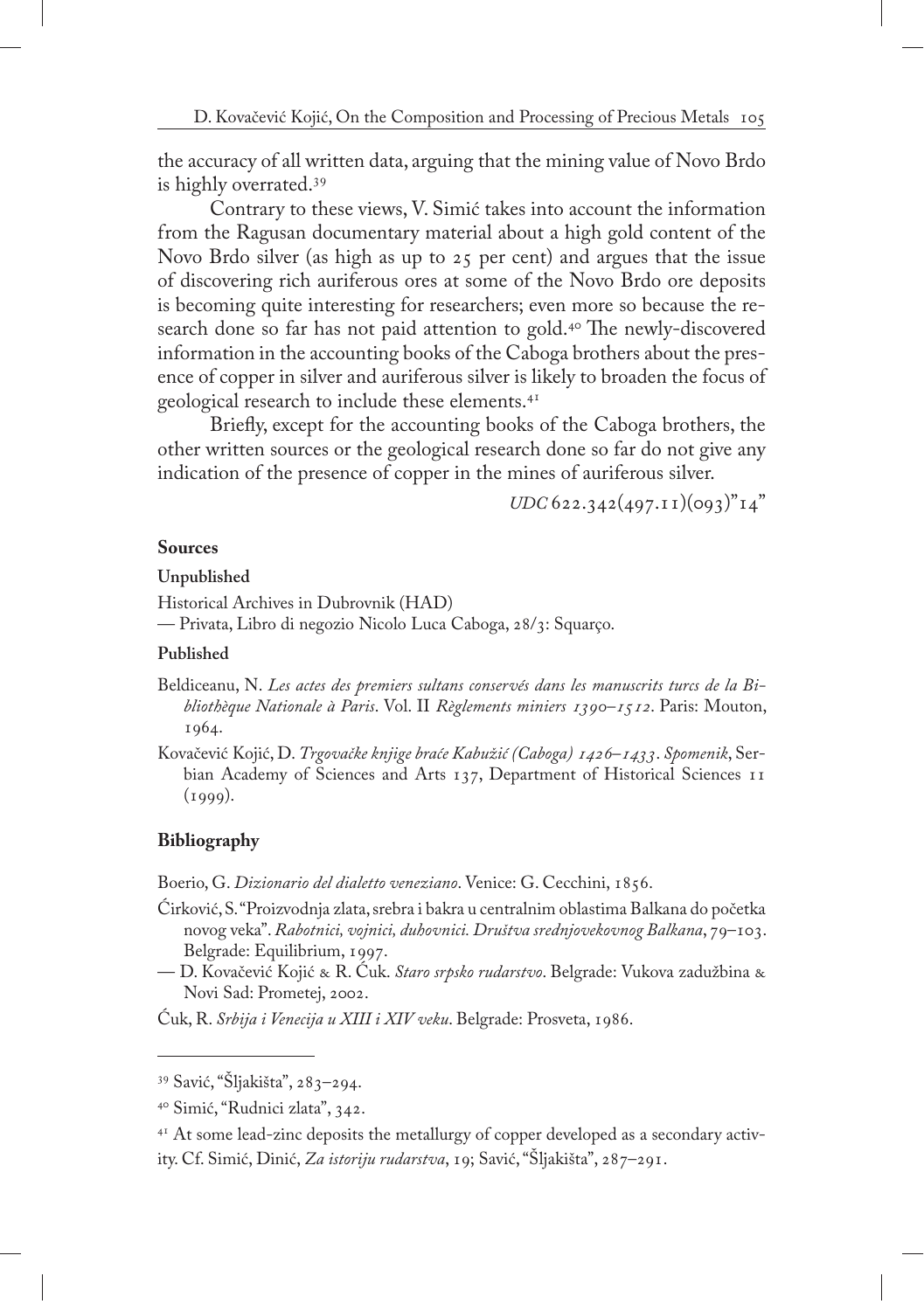the accuracy of all written data, arguing that the mining value of Novo Brdo is highly overrated.[39]

Contrary to these views, V. Simić takes into account the information from the Ragusan documentary material about a high gold content of the Novo Brdo silver (as high as up to 25 per cent) and argues that the issue of discovering rich auriferous ores at some of the Novo Brdo ore deposits is becoming quite interesting for researchers; even more so because the research done so far has not paid attention to gold.[40] The newly-discovered information in the accounting books of the Caboga brothers about the presence of copper in silver and auriferous silver is likely to broaden the focus of geological research to include these elements.[41]

Briefly, except for the accounting books of the Caboga brothers, the other written sources or the geological research done so far do not give any indication of the presence of copper in the mines of auriferous silver.

*UDC* 622.342(497.11)(093)"14"

## Sources

### Unpublished

Historical Archives in Dubrovnik (HAD)
— Privata, Libro di negozio Nicolo Luca Caboga, 28/3: Squarço.

### Published

Beldiceanu, N. *Les actes des premiers sultans conservés dans les manuscrits turcs de la Bibliothèque Nationale à Paris*. Vol. II *Règlements miniers 1390–1512*. Paris: Mouton, 1964.

Kovačević Kojić, D. *Trgovačke knjige braće Kabužić (Caboga) 1426–1433*. *Spomenik*, Serbian Academy of Sciences and Arts 137, Department of Historical Sciences 11 (1999).

## Bibliography

Boerio, G. *Dizionario del dialetto veneziano*. Venice: G. Cecchini, 1856.

Ćirković, S. "Proizvodnja zlata, srebra i bakra u centralnim oblastima Balkana do početka novog veka". *Rabotnici, vojnici, duhovnici. Društva srednjovekovnog Balkana*, 79–103. Belgrade: Equilibrium, 1997.

— D. Kovačević Kojić & R. Ćuk. *Staro srpsko rudarstvo*. Belgrade: Vukova zadužbina & Novi Sad: Prometej, 2002.

Ćuk, R. *Srbija i Venecija u XIII i XIV veku*. Belgrade: Prosveta, 1986.

---

[39] Savić, "Šljakišta", 283–294.

[40] Simić, "Rudnici zlata", 342.

[41] At some lead-zinc deposits the metallurgy of copper developed as a secondary activity. Cf. Simić, Dinić, *Za istoriju rudarstva*, 19; Savić, "Šljakišta", 287–291.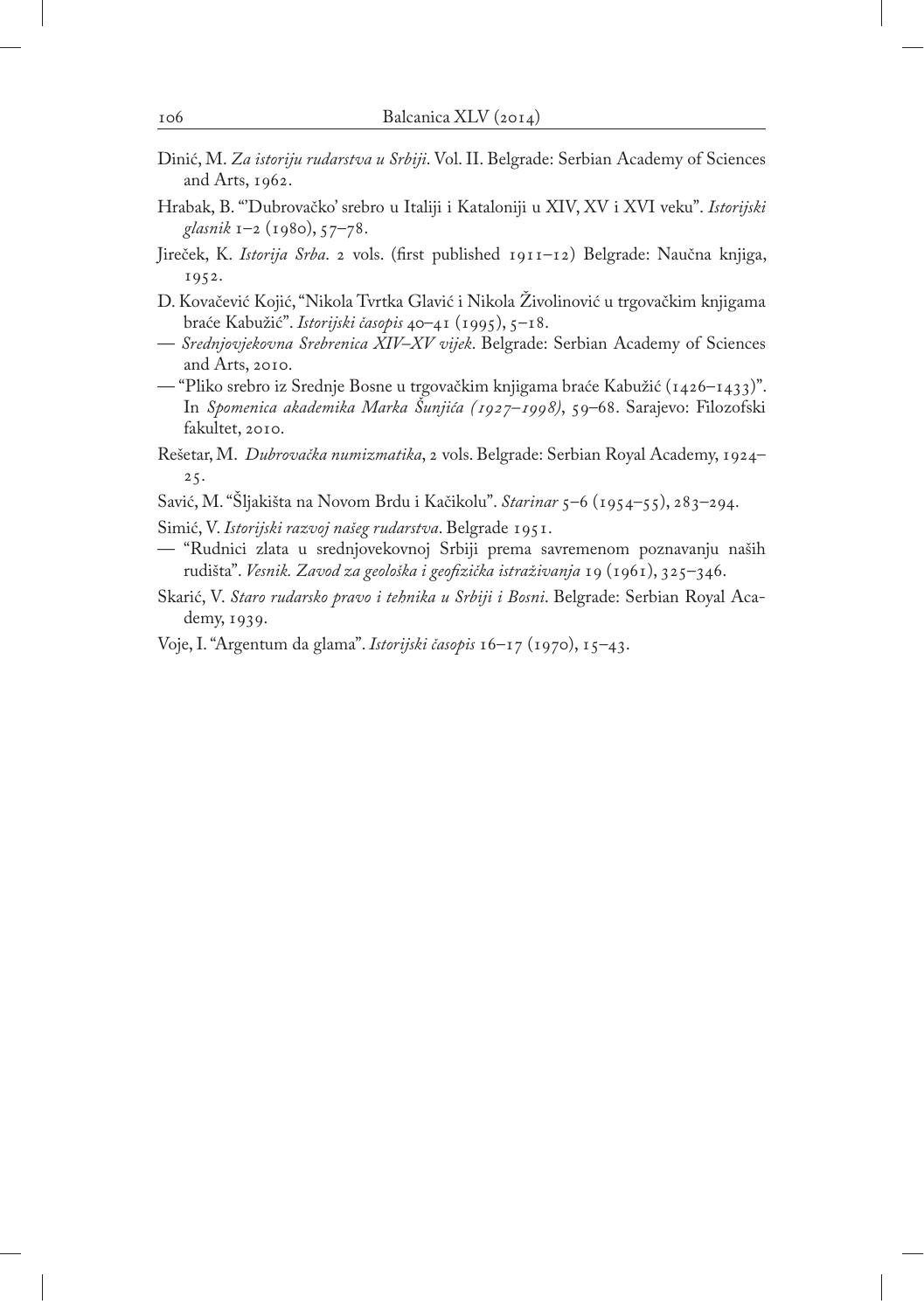Dinić, M. *Za istoriju rudarstva u Srbiji*. Vol. II. Belgrade: Serbian Academy of Sciences and Arts, 1962.

Hrabak, B. "'Dubrovačko' srebro u Italiji i Kataloniji u XIV, XV i XVI veku". *Istorijski glasnik* 1–2 (1980), 57–78.

Jireček, K. *Istorija Srba*. 2 vols. (first published 1911–12) Belgrade: Naučna knjiga, 1952.

D. Kovačević Kojić, "Nikola Tvrtka Glavić i Nikola Živolinović u trgovačkim knjigama braće Kabužić". *Istorijski časopis* 40–41 (1995), 5–18.

— *Srednjovjekovna Srebrenica XIV–XV vijek*. Belgrade: Serbian Academy of Sciences and Arts, 2010.

— "Pliko srebro iz Srednje Bosne u trgovačkim knjigama braće Kabužić (1426–1433)". In *Spomenica akademika Marka Šunjića (1927–1998)*, 59–68. Sarajevo: Filozofski fakultet, 2010.

Rešetar, M. *Dubrovačka numizmatika*, 2 vols. Belgrade: Serbian Royal Academy, 1924–25.

Savić, M. "Šljakišta na Novom Brdu i Kačikolu". *Starinar* 5–6 (1954–55), 283–294.

Simić, V. *Istorijski razvoj našeg rudarstva*. Belgrade 1951.

— "Rudnici zlata u srednjovekovnoj Srbiji prema savremenom poznavanju naših rudišta". *Vesnik. Zavod za geološka i geofizička istraživanja* 19 (1961), 325–346.

Skarić, V. *Staro rudarsko pravo i tehnika u Srbiji i Bosni*. Belgrade: Serbian Royal Academy, 1939.

Voje, I. "Argentum da glama". *Istorijski časopis* 16–17 (1970), 15–43.